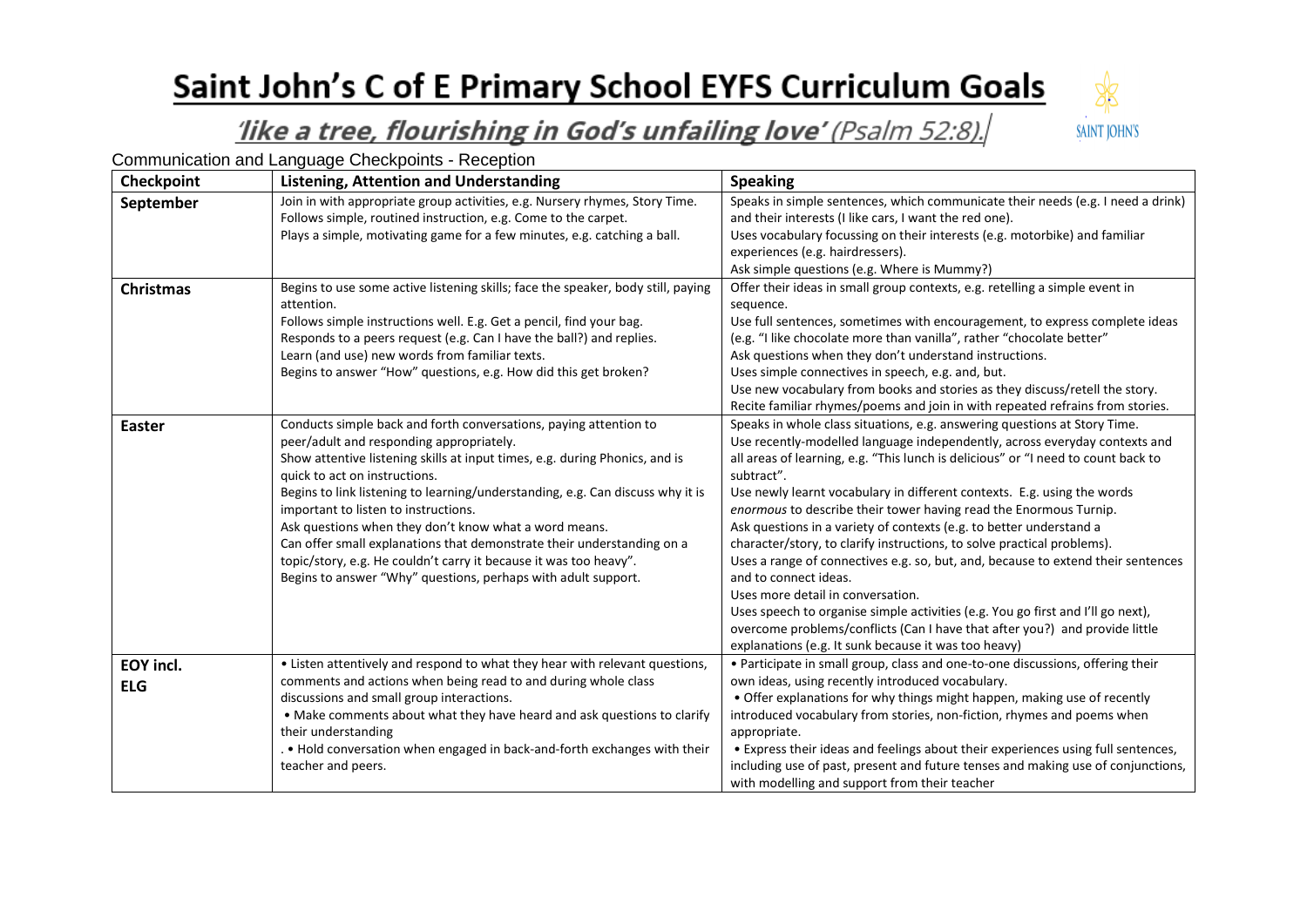# Saint John's C of E Primary School EYFS Curriculum Goals

## *'like a tree, flourishing in God's unfailing love'* (Psalm 52:8).

SAINT JOHN'S

Communication and Language Checkpoints - Reception

| Checkpoint | Listening, Attention and Understanding | Speaking |
| --- | --- | --- |
| **September** | Join in with appropriate group activities, e.g. Nursery rhymes, Story Time.<br>Follows simple, routined instruction, e.g. Come to the carpet.<br>Plays a simple, motivating game for a few minutes, e.g. catching a ball. | Speaks in simple sentences, which communicate their needs (e.g. I need a drink) and their interests (I like cars, I want the red one).<br>Uses vocabulary focussing on their interests (e.g. motorbike) and familiar experiences (e.g. hairdressers).<br>Ask simple questions (e.g. Where is Mummy?) |
| **Christmas** | Begins to use some active listening skills; face the speaker, body still, paying attention.<br>Follows simple instructions well. E.g. Get a pencil, find your bag.<br>Responds to a peers request (e.g. Can I have the ball?) and replies.<br>Learn (and use) new words from familiar texts.<br>Begins to answer "How" questions, e.g. How did this get broken? | Offer their ideas in small group contexts, e.g. retelling a simple event in sequence.<br>Use full sentences, sometimes with encouragement, to express complete ideas (e.g. "I like chocolate more than vanilla", rather "chocolate better"<br>Ask questions when they don't understand instructions.<br>Uses simple connectives in speech, e.g. and, but.<br>Use new vocabulary from books and stories as they discuss/retell the story.<br>Recite familiar rhymes/poems and join in with repeated refrains from stories. |
| **Easter** | Conducts simple back and forth conversations, paying attention to peer/adult and responding appropriately.<br>Show attentive listening skills at input times, e.g. during Phonics, and is quick to act on instructions.<br>Begins to link listening to learning/understanding, e.g. Can discuss why it is important to listen to instructions.<br>Ask questions when they don't know what a word means.<br>Can offer small explanations that demonstrate their understanding on a topic/story, e.g. He couldn't carry it because it was too heavy".<br>Begins to answer "Why" questions, perhaps with adult support. | Speaks in whole class situations, e.g. answering questions at Story Time.<br>Use recently-modelled language independently, across everyday contexts and all areas of learning, e.g. "This lunch is delicious" or "I need to count back to subtract".<br>Use newly learnt vocabulary in different contexts. E.g. using the words *enormous* to describe their tower having read the Enormous Turnip.<br>Ask questions in a variety of contexts (e.g. to better understand a character/story, to clarify instructions, to solve practical problems).<br>Uses a range of connectives e.g. so, but, and, because to extend their sentences and to connect ideas.<br>Uses more detail in conversation.<br>Uses speech to organise simple activities (e.g. You go first and I'll go next), overcome problems/conflicts (Can I have that after you?) and provide little explanations (e.g. It sunk because it was too heavy) |
| **EOY incl. ELG** | • Listen attentively and respond to what they hear with relevant questions, comments and actions when being read to and during whole class discussions and small group interactions.<br>• Make comments about what they have heard and ask questions to clarify their understanding<br>. • Hold conversation when engaged in back-and-forth exchanges with their teacher and peers. | • Participate in small group, class and one-to-one discussions, offering their own ideas, using recently introduced vocabulary.<br>• Offer explanations for why things might happen, making use of recently introduced vocabulary from stories, non-fiction, rhymes and poems when appropriate.<br>• Express their ideas and feelings about their experiences using full sentences, including use of past, present and future tenses and making use of conjunctions, with modelling and support from their teacher |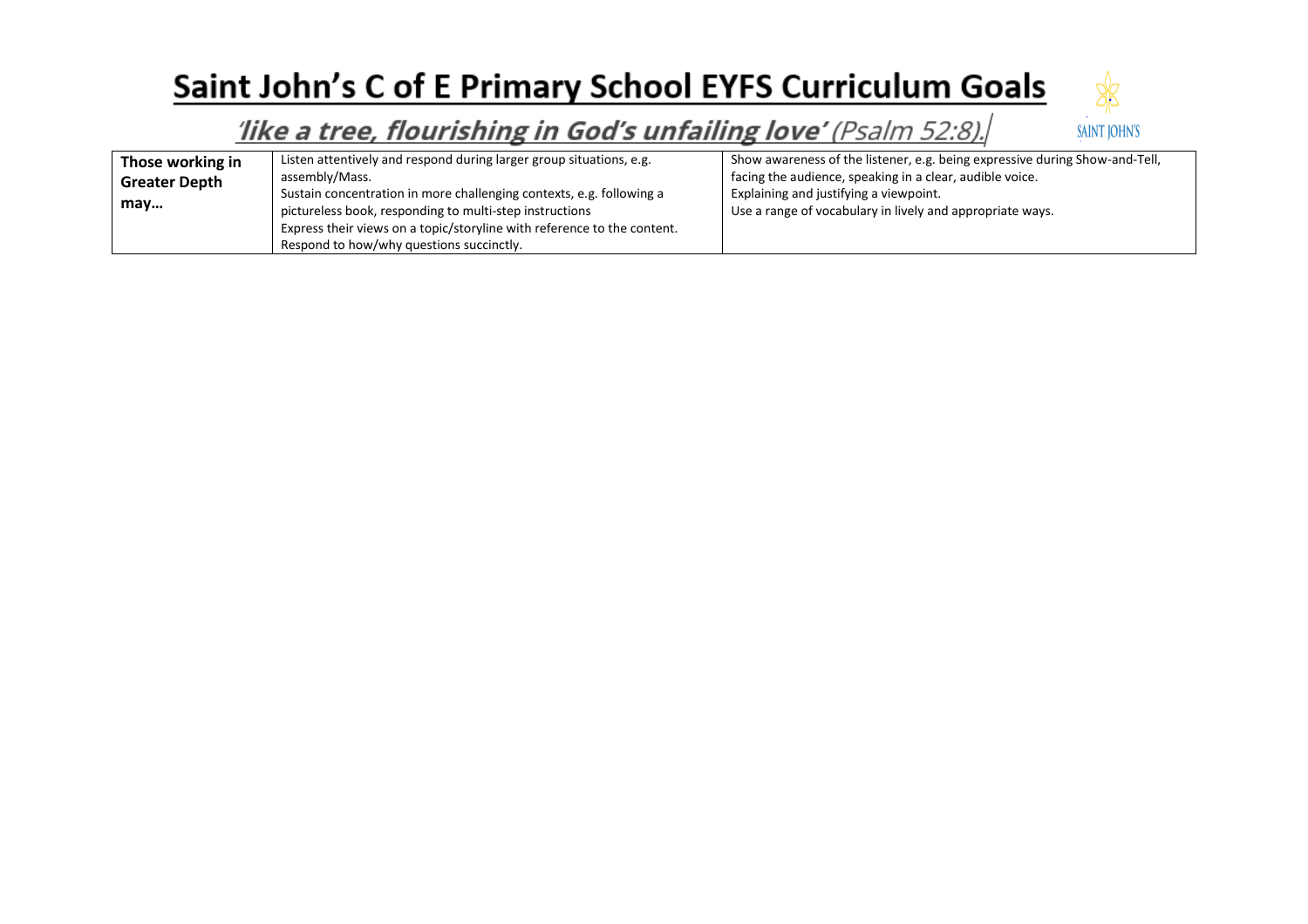# Saint John's C of E Primary School EYFS Curriculum Goals

## *'like a tree, flourishing in God's unfailing love'* (Psalm 52:8).

SAINT JOHN'S

| | | |
|---|---|---|
| **Those working in Greater Depth may…** | Listen attentively and respond during larger group situations, e.g. assembly/Mass.<br>Sustain concentration in more challenging contexts, e.g. following a pictureless book, responding to multi-step instructions<br>Express their views on a topic/storyline with reference to the content.<br>Respond to how/why questions succinctly. | Show awareness of the listener, e.g. being expressive during Show-and-Tell, facing the audience, speaking in a clear, audible voice.<br>Explaining and justifying a viewpoint.<br>Use a range of vocabulary in lively and appropriate ways. |